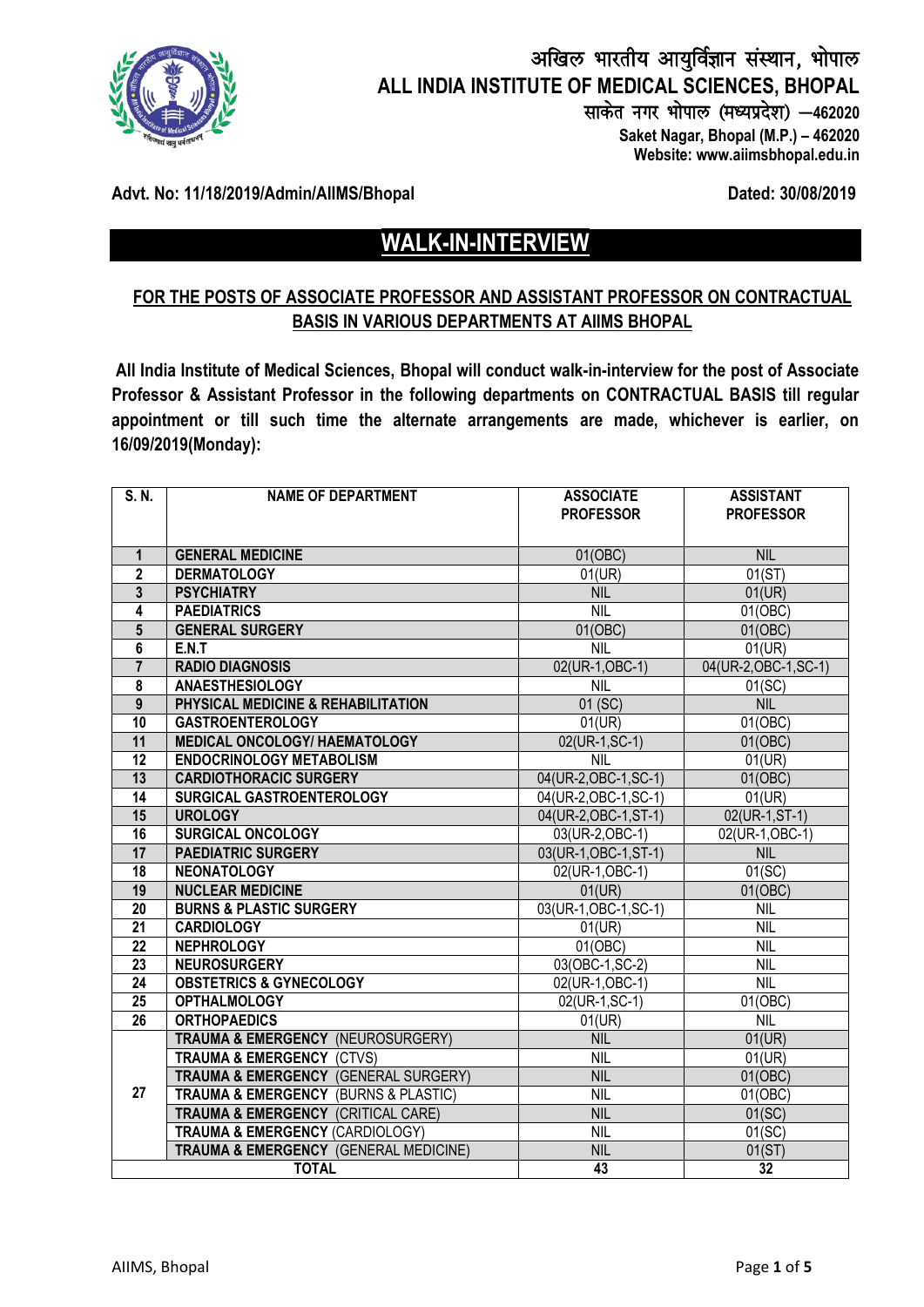# अखिल भारतीय आयुर्विज्ञान संस्थान, भोपाल
# ALL INDIA INSTITUTE OF MEDICAL SCIENCES, BHOPAL

साकेत नगर भोपाल (मध्यप्रदेश) –462020
**Saket Nagar, Bhopal (M.P.) – 462020**
**Website: www.aiimsbhopal.edu.in**

**Advt. No: 11/18/2019/Admin/AIIMS/Bhopal** **Dated: 30/08/2019**

## WALK-IN-INTERVIEW

### FOR THE POSTS OF ASSOCIATE PROFESSOR AND ASSISTANT PROFESSOR ON CONTRACTUAL BASIS IN VARIOUS DEPARTMENTS AT AIIMS BHOPAL

**All India Institute of Medical Sciences, Bhopal will conduct walk-in-interview for the post of Associate Professor & Assistant Professor in the following departments on CONTRACTUAL BASIS till regular appointment or till such time the alternate arrangements are made, whichever is earlier, on 16/09/2019(Monday):**

| S. N. | NAME OF DEPARTMENT | ASSOCIATE PROFESSOR | ASSISTANT PROFESSOR |
|---|---|---|---|
| 1 | GENERAL MEDICINE | 01(OBC) | NIL |
| 2 | DERMATOLOGY | 01(UR) | 01(ST) |
| 3 | PSYCHIATRY | NIL | 01(UR) |
| 4 | PAEDIATRICS | NIL | 01(OBC) |
| 5 | GENERAL SURGERY | 01(OBC) | 01(OBC) |
| 6 | E.N.T | NIL | 01(UR) |
| 7 | RADIO DIAGNOSIS | 02(UR-1,OBC-1) | 04(UR-2,OBC-1,SC-1) |
| 8 | ANAESTHESIOLOGY | NIL | 01(SC) |
| 9 | PHYSICAL MEDICINE & REHABILITATION | 01 (SC) | NIL |
| 10 | GASTROENTEROLOGY | 01(UR) | 01(OBC) |
| 11 | MEDICAL ONCOLOGY/ HAEMATOLOGY | 02(UR-1,SC-1) | 01(OBC) |
| 12 | ENDOCRINOLOGY METABOLISM | NIL | 01(UR) |
| 13 | CARDIOTHORACIC SURGERY | 04(UR-2,OBC-1,SC-1) | 01(OBC) |
| 14 | SURGICAL GASTROENTEROLOGY | 04(UR-2,OBC-1,SC-1) | 01(UR) |
| 15 | UROLOGY | 04(UR-2,OBC-1,ST-1) | 02(UR-1,ST-1) |
| 16 | SURGICAL ONCOLOGY | 03(UR-2,OBC-1) | 02(UR-1,OBC-1) |
| 17 | PAEDIATRIC SURGERY | 03(UR-1,OBC-1,ST-1) | NIL |
| 18 | NEONATOLOGY | 02(UR-1,OBC-1) | 01(SC) |
| 19 | NUCLEAR MEDICINE | 01(UR) | 01(OBC) |
| 20 | BURNS & PLASTIC SURGERY | 03(UR-1,OBC-1,SC-1) | NIL |
| 21 | CARDIOLOGY | 01(UR) | NIL |
| 22 | NEPHROLOGY | 01(OBC) | NIL |
| 23 | NEUROSURGERY | 03(OBC-1,SC-2) | NIL |
| 24 | OBSTETRICS & GYNECOLOGY | 02(UR-1,OBC-1) | NIL |
| 25 | OPTHALMOLOGY | 02(UR-1,SC-1) | 01(OBC) |
| 26 | ORTHOPAEDICS | 01(UR) | NIL |
| 27 | TRAUMA & EMERGENCY (NEUROSURGERY) | NIL | 01(UR) |
| | TRAUMA & EMERGENCY (CTVS) | NIL | 01(UR) |
| | TRAUMA & EMERGENCY (GENERAL SURGERY) | NIL | 01(OBC) |
| | TRAUMA & EMERGENCY (BURNS & PLASTIC) | NIL | 01(OBC) |
| | TRAUMA & EMERGENCY (CRITICAL CARE) | NIL | 01(SC) |
| | TRAUMA & EMERGENCY (CARDIOLOGY) | NIL | 01(SC) |
| | TRAUMA & EMERGENCY (GENERAL MEDICINE) | NIL | 01(ST) |
| | **TOTAL** | **43** | **32** |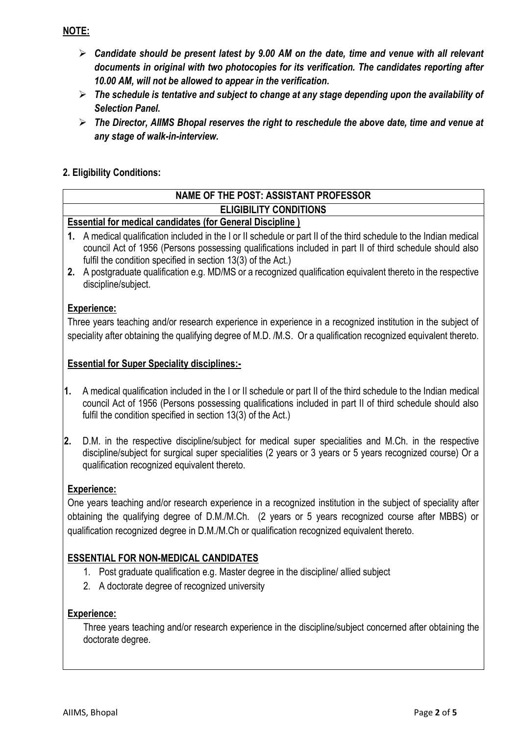**NOTE:**

- ***Candidate should be present latest by 9.00 AM on the date, time and venue with all relevant documents in original with two photocopies for its verification. The candidates reporting after 10.00 AM, will not be allowed to appear in the verification.***
- ***The schedule is tentative and subject to change at any stage depending upon the availability of Selection Panel.***
- ***The Director, AIIMS Bhopal reserves the right to reschedule the above date, time and venue at any stage of walk-in-interview.***

**2. Eligibility Conditions:**

**NAME OF THE POST: ASSISTANT PROFESSOR**

**ELIGIBILITY CONDITIONS**

**Essential for medical candidates (for General Discipline )**

1. A medical qualification included in the I or II schedule or part II of the third schedule to the Indian medical council Act of 1956 (Persons possessing qualifications included in part II of third schedule should also fulfil the condition specified in section 13(3) of the Act.)
2. A postgraduate qualification e.g. MD/MS or a recognized qualification equivalent thereto in the respective discipline/subject.

**Experience:**

Three years teaching and/or research experience in experience in a recognized institution in the subject of speciality after obtaining the qualifying degree of M.D. /M.S. Or a qualification recognized equivalent thereto.

**Essential for Super Speciality disciplines:-**

1. A medical qualification included in the I or II schedule or part II of the third schedule to the Indian medical council Act of 1956 (Persons possessing qualifications included in part II of third schedule should also fulfil the condition specified in section 13(3) of the Act.)
2. D.M. in the respective discipline/subject for medical super specialities and M.Ch. in the respective discipline/subject for surgical super specialities (2 years or 3 years or 5 years recognized course) Or a qualification recognized equivalent thereto.

**Experience:**

One years teaching and/or research experience in a recognized institution in the subject of speciality after obtaining the qualifying degree of D.M./M.Ch. (2 years or 5 years recognized course after MBBS) or qualification recognized degree in D.M./M.Ch or qualification recognized equivalent thereto.

**ESSENTIAL FOR NON-MEDICAL CANDIDATES**

1. Post graduate qualification e.g. Master degree in the discipline/ allied subject
2. A doctorate degree of recognized university

**Experience:**

Three years teaching and/or research experience in the discipline/subject concerned after obtaining the doctorate degree.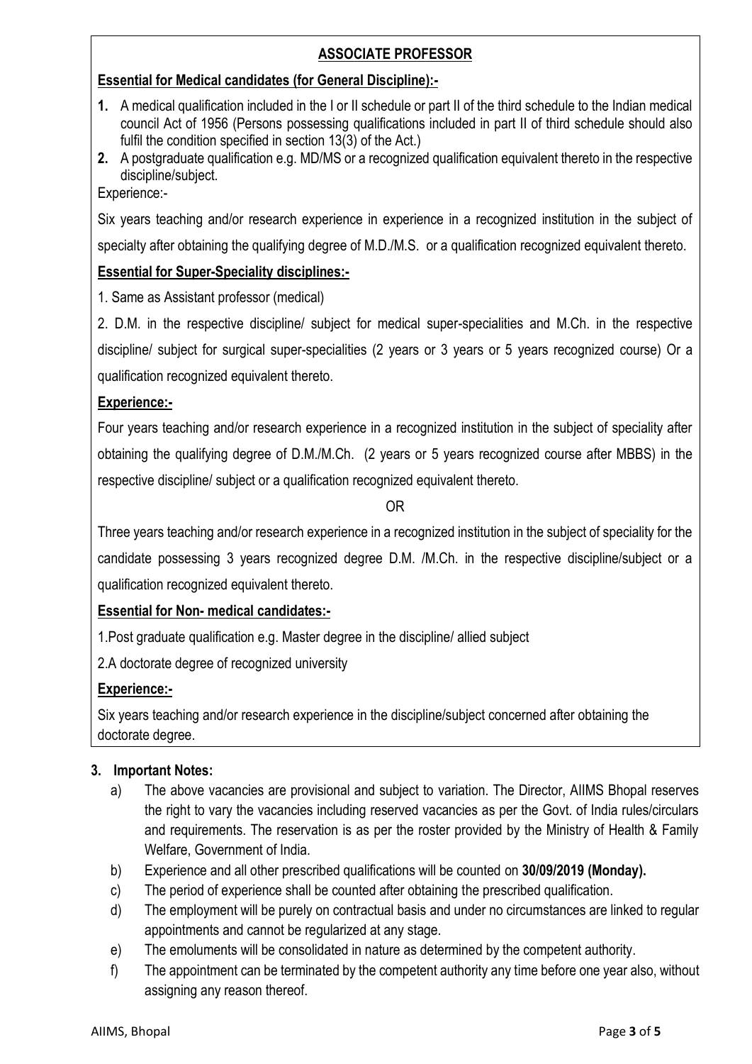## ASSOCIATE PROFESSOR

**Essential for Medical candidates (for General Discipline):-**

1. A medical qualification included in the I or II schedule or part II of the third schedule to the Indian medical council Act of 1956 (Persons possessing qualifications included in part II of third schedule should also fulfil the condition specified in section 13(3) of the Act.)
2. A postgraduate qualification e.g. MD/MS or a recognized qualification equivalent thereto in the respective discipline/subject.

Experience:-

Six years teaching and/or research experience in experience in a recognized institution in the subject of specialty after obtaining the qualifying degree of M.D./M.S. or a qualification recognized equivalent thereto.

**Essential for Super-Speciality disciplines:-**

1. Same as Assistant professor (medical)

2. D.M. in the respective discipline/ subject for medical super-specialities and M.Ch. in the respective discipline/ subject for surgical super-specialities (2 years or 3 years or 5 years recognized course) Or a qualification recognized equivalent thereto.

**Experience:-**

Four years teaching and/or research experience in a recognized institution in the subject of speciality after obtaining the qualifying degree of D.M./M.Ch. (2 years or 5 years recognized course after MBBS) in the respective discipline/ subject or a qualification recognized equivalent thereto.

OR

Three years teaching and/or research experience in a recognized institution in the subject of speciality for the candidate possessing 3 years recognized degree D.M. /M.Ch. in the respective discipline/subject or a qualification recognized equivalent thereto.

**Essential for Non- medical candidates:-**

1.Post graduate qualification e.g. Master degree in the discipline/ allied subject

2.A doctorate degree of recognized university

**Experience:-**

Six years teaching and/or research experience in the discipline/subject concerned after obtaining the doctorate degree.

### 3. Important Notes:

a) The above vacancies are provisional and subject to variation. The Director, AIIMS Bhopal reserves the right to vary the vacancies including reserved vacancies as per the Govt. of India rules/circulars and requirements. The reservation is as per the roster provided by the Ministry of Health & Family Welfare, Government of India.

b) Experience and all other prescribed qualifications will be counted on **30/09/2019 (Monday).**

c) The period of experience shall be counted after obtaining the prescribed qualification.

d) The employment will be purely on contractual basis and under no circumstances are linked to regular appointments and cannot be regularized at any stage.

e) The emoluments will be consolidated in nature as determined by the competent authority.

f) The appointment can be terminated by the competent authority any time before one year also, without assigning any reason thereof.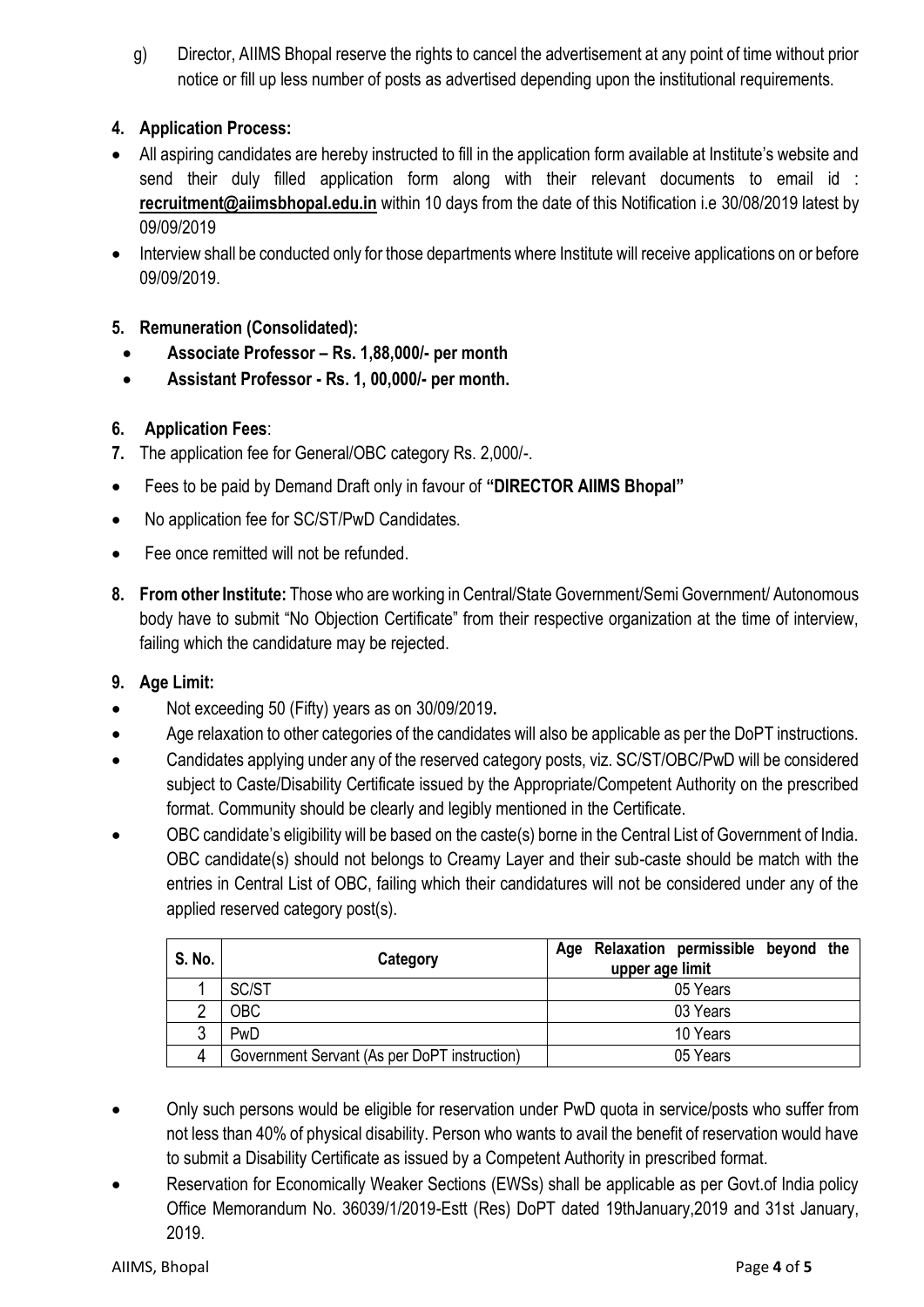g) Director, AIIMS Bhopal reserve the rights to cancel the advertisement at any point of time without prior notice or fill up less number of posts as advertised depending upon the institutional requirements.

**4. Application Process:**

- All aspiring candidates are hereby instructed to fill in the application form available at Institute's website and send their duly filled application form along with their relevant documents to email id : **recruitment@aiimsbhopal.edu.in** within 10 days from the date of this Notification i.e 30/08/2019 latest by 09/09/2019
- Interview shall be conducted only for those departments where Institute will receive applications on or before 09/09/2019.

**5. Remuneration (Consolidated):**

- **Associate Professor – Rs. 1,88,000/- per month**
- **Assistant Professor - Rs. 1, 00,000/- per month.**

**6. Application Fees**:

**7.** The application fee for General/OBC category Rs. 2,000/-.

- Fees to be paid by Demand Draft only in favour of **"DIRECTOR AIIMS Bhopal"**
- No application fee for SC/ST/PwD Candidates.
- Fee once remitted will not be refunded.

**8. From other Institute:** Those who are working in Central/State Government/Semi Government/ Autonomous body have to submit "No Objection Certificate" from their respective organization at the time of interview, failing which the candidature may be rejected.

**9. Age Limit:**

- Not exceeding 50 (Fifty) years as on 30/09/2019**.**
- Age relaxation to other categories of the candidates will also be applicable as per the DoPT instructions.
- Candidates applying under any of the reserved category posts, viz. SC/ST/OBC/PwD will be considered subject to Caste/Disability Certificate issued by the Appropriate/Competent Authority on the prescribed format. Community should be clearly and legibly mentioned in the Certificate.
- OBC candidate's eligibility will be based on the caste(s) borne in the Central List of Government of India. OBC candidate(s) should not belongs to Creamy Layer and their sub-caste should be match with the entries in Central List of OBC, failing which their candidatures will not be considered under any of the applied reserved category post(s).

| S. No. | Category | Age Relaxation permissible beyond the upper age limit |
|---|---|---|
| 1 | SC/ST | 05 Years |
| 2 | OBC | 03 Years |
| 3 | PwD | 10 Years |
| 4 | Government Servant (As per DoPT instruction) | 05 Years |

- Only such persons would be eligible for reservation under PwD quota in service/posts who suffer from not less than 40% of physical disability. Person who wants to avail the benefit of reservation would have to submit a Disability Certificate as issued by a Competent Authority in prescribed format.
- Reservation for Economically Weaker Sections (EWSs) shall be applicable as per Govt.of India policy Office Memorandum No. 36039/1/2019-Estt (Res) DoPT dated 19thJanuary,2019 and 31st January, 2019.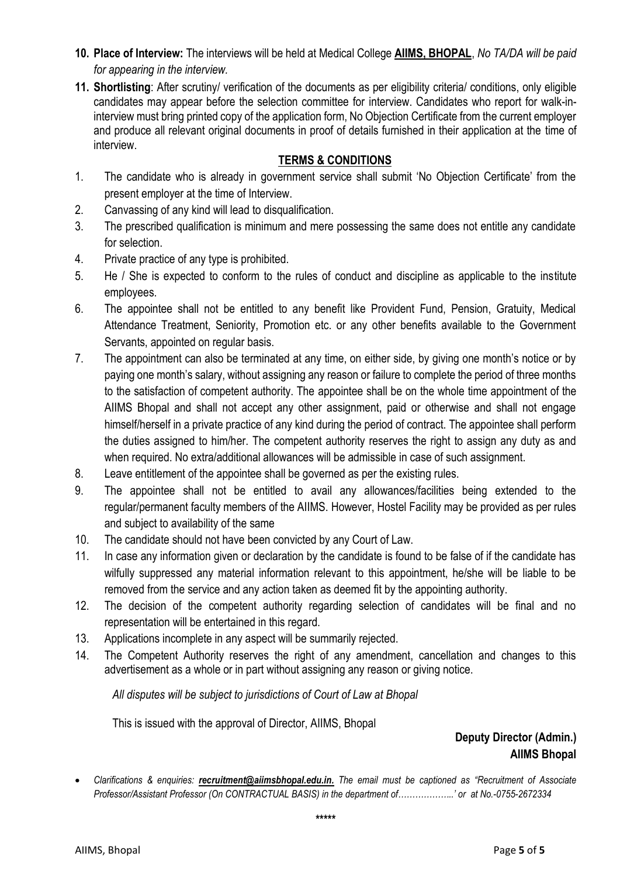10. **Place of Interview:** The interviews will be held at Medical College **AIIMS, BHOPAL**, *No TA/DA will be paid for appearing in the interview.*
11. **Shortlisting**: After scrutiny/ verification of the documents as per eligibility criteria/ conditions, only eligible candidates may appear before the selection committee for interview. Candidates who report for walk-in-interview must bring printed copy of the application form, No Objection Certificate from the current employer and produce all relevant original documents in proof of details furnished in their application at the time of interview.

## TERMS & CONDITIONS

1. The candidate who is already in government service shall submit 'No Objection Certificate' from the present employer at the time of Interview.
2. Canvassing of any kind will lead to disqualification.
3. The prescribed qualification is minimum and mere possessing the same does not entitle any candidate for selection.
4. Private practice of any type is prohibited.
5. He / She is expected to conform to the rules of conduct and discipline as applicable to the institute employees.
6. The appointee shall not be entitled to any benefit like Provident Fund, Pension, Gratuity, Medical Attendance Treatment, Seniority, Promotion etc. or any other benefits available to the Government Servants, appointed on regular basis.
7. The appointment can also be terminated at any time, on either side, by giving one month's notice or by paying one month's salary, without assigning any reason or failure to complete the period of three months to the satisfaction of competent authority. The appointee shall be on the whole time appointment of the AIIMS Bhopal and shall not accept any other assignment, paid or otherwise and shall not engage himself/herself in a private practice of any kind during the period of contract. The appointee shall perform the duties assigned to him/her. The competent authority reserves the right to assign any duty as and when required. No extra/additional allowances will be admissible in case of such assignment.
8. Leave entitlement of the appointee shall be governed as per the existing rules.
9. The appointee shall not be entitled to avail any allowances/facilities being extended to the regular/permanent faculty members of the AIIMS. However, Hostel Facility may be provided as per rules and subject to availability of the same
10. The candidate should not have been convicted by any Court of Law.
11. In case any information given or declaration by the candidate is found to be false of if the candidate has wilfully suppressed any material information relevant to this appointment, he/she will be liable to be removed from the service and any action taken as deemed fit by the appointing authority.
12. The decision of the competent authority regarding selection of candidates will be final and no representation will be entertained in this regard.
13. Applications incomplete in any aspect will be summarily rejected.
14. The Competent Authority reserves the right of any amendment, cancellation and changes to this advertisement as a whole or in part without assigning any reason or giving notice.

*All disputes will be subject to jurisdictions of Court of Law at Bhopal*

This is issued with the approval of Director, AIIMS, Bhopal

**Deputy Director (Admin.)**
**AIIMS Bhopal**

- *Clarifications & enquiries: **recruitment@aiimsbhopal.edu.in.** The email must be captioned as "Recruitment of Associate Professor/Assistant Professor (On CONTRACTUAL BASIS) in the department of………………..' or at No.-0755-2672334*

\*\*\*\*\*